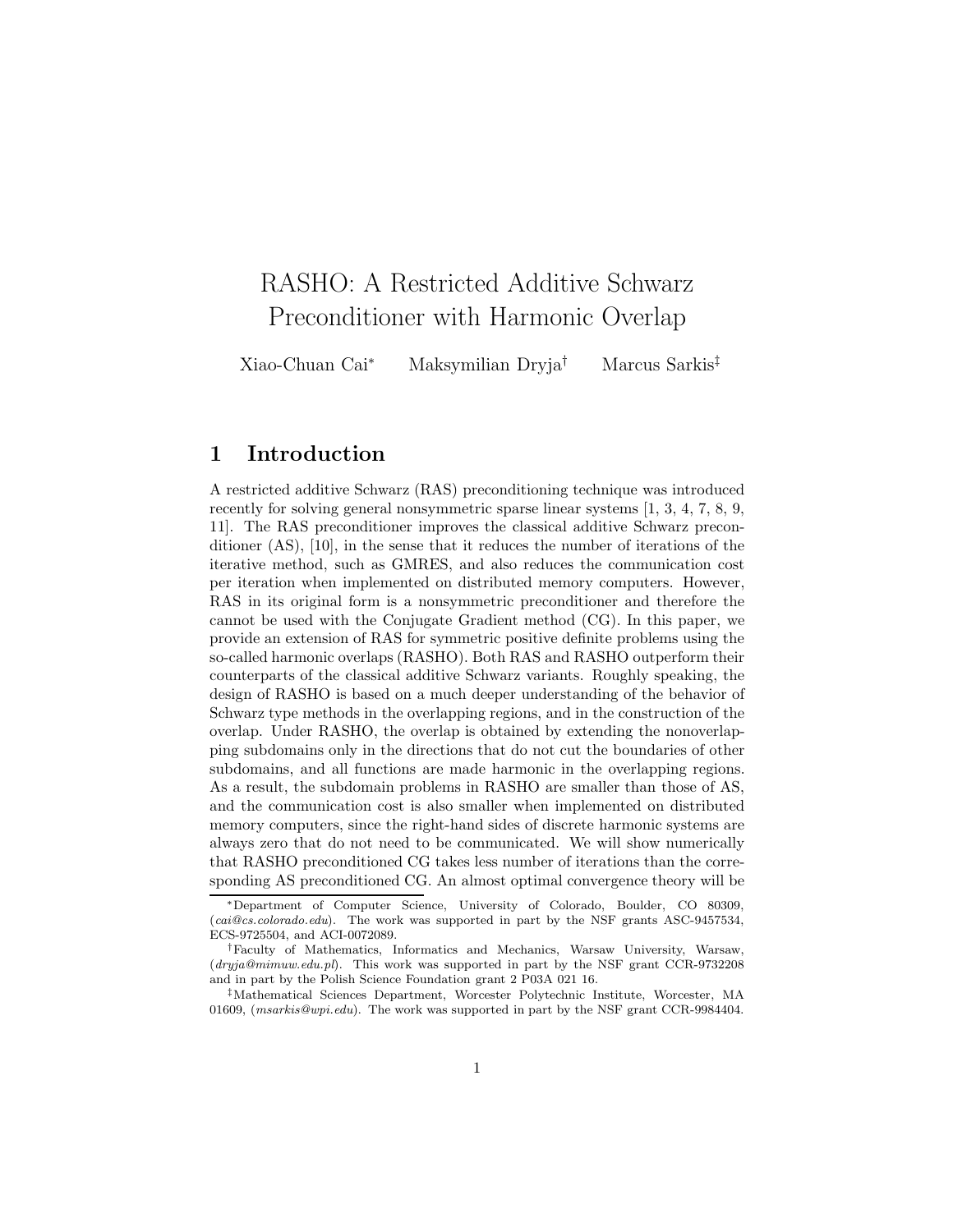# RASHO: A Restricted Additive Schwarz Preconditioner with Harmonic Overlap

Xiao-Chuan Cai[*] Maksymilian Dryja[†] Marcus Sarkis[‡]

## 1 Introduction

A restricted additive Schwarz (RAS) preconditioning technique was introduced recently for solving general nonsymmetric sparse linear systems [1, 3, 4, 7, 8, 9, 11]. The RAS preconditioner improves the classical additive Schwarz preconditioner (AS), [10], in the sense that it reduces the number of iterations of the iterative method, such as GMRES, and also reduces the communication cost per iteration when implemented on distributed memory computers. However, RAS in its original form is a nonsymmetric preconditioner and therefore the cannot be used with the Conjugate Gradient method (CG). In this paper, we provide an extension of RAS for symmetric positive definite problems using the so-called harmonic overlaps (RASHO). Both RAS and RASHO outperform their counterparts of the classical additive Schwarz variants. Roughly speaking, the design of RASHO is based on a much deeper understanding of the behavior of Schwarz type methods in the overlapping regions, and in the construction of the overlap. Under RASHO, the overlap is obtained by extending the nonoverlapping subdomains only in the directions that do not cut the boundaries of other subdomains, and all functions are made harmonic in the overlapping regions. As a result, the subdomain problems in RASHO are smaller than those of AS, and the communication cost is also smaller when implemented on distributed memory computers, since the right-hand sides of discrete harmonic systems are always zero that do not need to be communicated. We will show numerically that RASHO preconditioned CG takes less number of iterations than the corresponding AS preconditioned CG. An almost optimal convergence theory will be

---

[*] Department of Computer Science, University of Colorado, Boulder, CO 80309, (*cai@cs.colorado.edu*). The work was supported in part by the NSF grants ASC-9457534, ECS-9725504, and ACI-0072089.

[†] Faculty of Mathematics, Informatics and Mechanics, Warsaw University, Warsaw, (*dryja@mimuw.edu.pl*). This work was supported in part by the NSF grant CCR-9732208 and in part by the Polish Science Foundation grant 2 P03A 021 16.

[‡] Mathematical Sciences Department, Worcester Polytechnic Institute, Worcester, MA 01609, (*msarkis@wpi.edu*). The work was supported in part by the NSF grant CCR-9984404.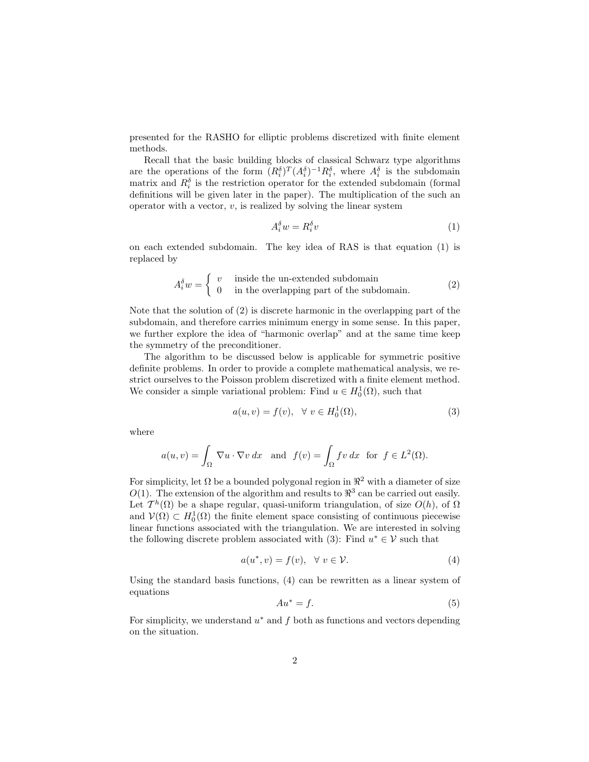presented for the RASHO for elliptic problems discretized with finite element methods.

Recall that the basic building blocks of classical Schwarz type algorithms are the operations of the form $(R_i^\delta)^T (A_i^\delta)^{-1} R_i^\delta$, where $A_i^\delta$ is the subdomain matrix and $R_i^\delta$ is the restriction operator for the extended subdomain (formal definitions will be given later in the paper). The multiplication of the such an operator with a vector, $v$, is realized by solving the linear system

$$A_i^\delta w = R_i^\delta v \tag{1}$$

on each extended subdomain. The key idea of RAS is that equation (1) is replaced by

$$A_i^\delta w = \begin{cases} v & \text{inside the un-extended subdomain} \\ 0 & \text{in the overlapping part of the subdomain.} \end{cases} \tag{2}$$

Note that the solution of (2) is discrete harmonic in the overlapping part of the subdomain, and therefore carries minimum energy in some sense. In this paper, we further explore the idea of "harmonic overlap" and at the same time keep the symmetry of the preconditioner.

The algorithm to be discussed below is applicable for symmetric positive definite problems. In order to provide a complete mathematical analysis, we restrict ourselves to the Poisson problem discretized with a finite element method. We consider a simple variational problem: Find $u \in H_0^1(\Omega)$, such that

$$a(u, v) = f(v), \quad \forall\ v \in H_0^1(\Omega), \tag{3}$$

where

$$a(u, v) = \int_\Omega \nabla u \cdot \nabla v \, dx \quad \text{and} \quad f(v) = \int_\Omega f v \, dx \quad \text{for } f \in L^2(\Omega).$$

For simplicity, let $\Omega$ be a bounded polygonal region in $\Re^2$ with a diameter of size $O(1)$. The extension of the algorithm and results to $\Re^3$ can be carried out easily. Let $\mathcal{T}^h(\Omega)$ be a shape regular, quasi-uniform triangulation, of size $O(h)$, of $\Omega$ and $\mathcal{V}(\Omega) \subset H_0^1(\Omega)$ the finite element space consisting of continuous piecewise linear functions associated with the triangulation. We are interested in solving the following discrete problem associated with (3): Find $u^* \in \mathcal{V}$ such that

$$a(u^*, v) = f(v), \quad \forall\ v \in \mathcal{V}. \tag{4}$$

Using the standard basis functions, (4) can be rewritten as a linear system of equations

$$Au^* = f. \tag{5}$$

For simplicity, we understand $u^*$ and $f$ both as functions and vectors depending on the situation.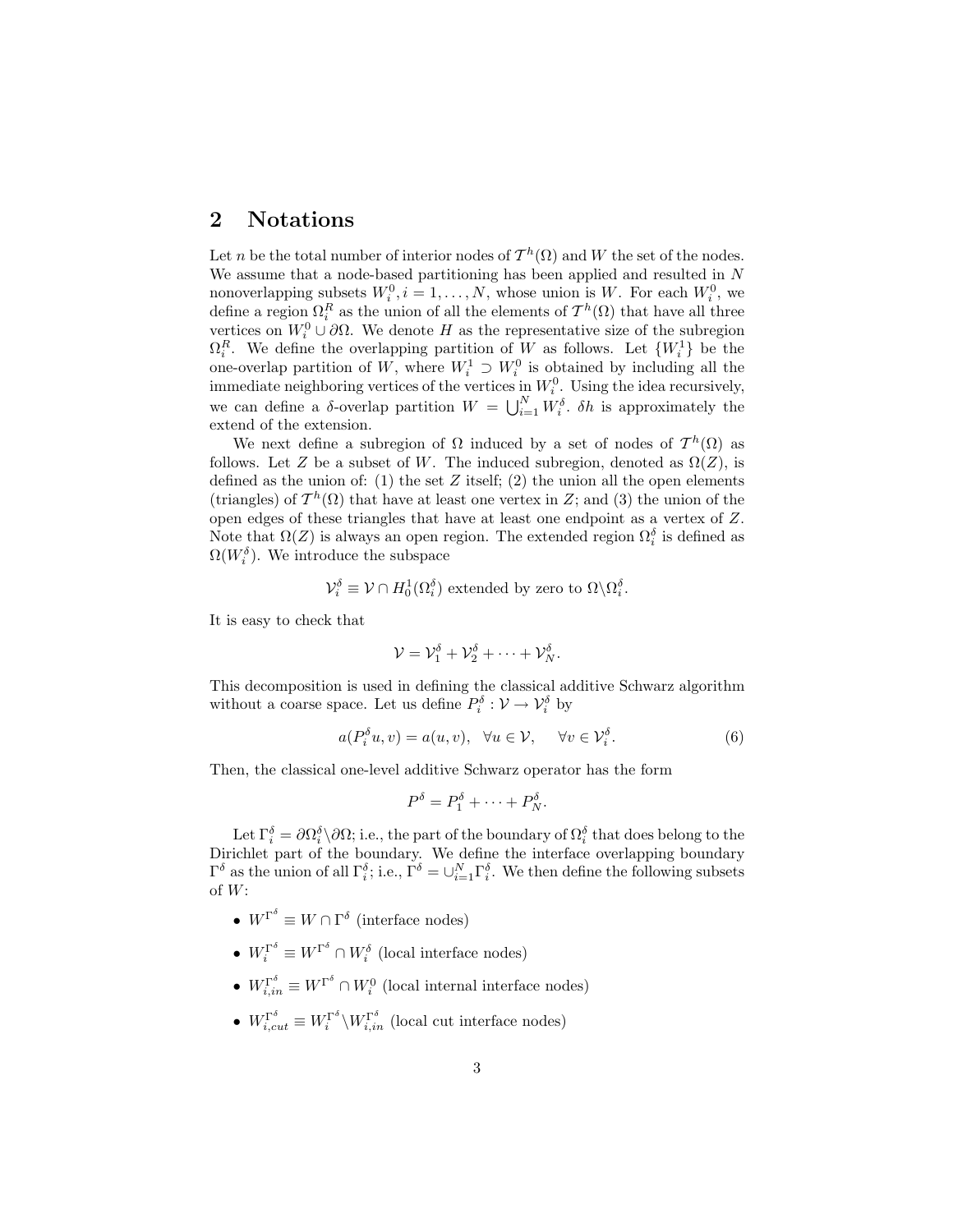## 2 Notations

Let $n$ be the total number of interior nodes of $\mathcal{T}^h(\Omega)$ and $W$ the set of the nodes. We assume that a node-based partitioning has been applied and resulted in $N$ nonoverlapping subsets $W_i^0, i = 1, \ldots, N$, whose union is $W$. For each $W_i^0$, we define a region $\Omega_i^R$ as the union of all the elements of $\mathcal{T}^h(\Omega)$ that have all three vertices on $W_i^0 \cup \partial\Omega$. We denote $H$ as the representative size of the subregion $\Omega_i^R$. We define the overlapping partition of $W$ as follows. Let $\{W_i^1\}$ be the one-overlap partition of $W$, where $W_i^1 \supset W_i^0$ is obtained by including all the immediate neighboring vertices of the vertices in $W_i^0$. Using the idea recursively, we can define a $\delta$-overlap partition $W = \bigcup_{i=1}^N W_i^\delta$. $\delta h$ is approximately the extend of the extension.

We next define a subregion of $\Omega$ induced by a set of nodes of $\mathcal{T}^h(\Omega)$ as follows. Let $Z$ be a subset of $W$. The induced subregion, denoted as $\Omega(Z)$, is defined as the union of: (1) the set $Z$ itself; (2) the union all the open elements (triangles) of $\mathcal{T}^h(\Omega)$ that have at least one vertex in $Z$; and (3) the union of the open edges of these triangles that have at least one endpoint as a vertex of $Z$. Note that $\Omega(Z)$ is always an open region. The extended region $\Omega_i^\delta$ is defined as $\Omega(W_i^\delta)$. We introduce the subspace

$$\mathcal{V}_i^\delta \equiv \mathcal{V} \cap H_0^1(\Omega_i^\delta) \text{ extended by zero to } \Omega \backslash \Omega_i^\delta.$$

It is easy to check that

$$\mathcal{V} = \mathcal{V}_1^\delta + \mathcal{V}_2^\delta + \cdots + \mathcal{V}_N^\delta.$$

This decomposition is used in defining the classical additive Schwarz algorithm without a coarse space. Let us define $P_i^\delta : \mathcal{V} \to \mathcal{V}_i^\delta$ by

$$a(P_i^\delta u, v) = a(u, v), \quad \forall u \in \mathcal{V}, \quad \forall v \in \mathcal{V}_i^\delta. \tag{6}$$

Then, the classical one-level additive Schwarz operator has the form

$$P^\delta = P_1^\delta + \cdots + P_N^\delta.$$

Let $\Gamma_i^\delta = \partial\Omega_i^\delta \backslash \partial\Omega$; i.e., the part of the boundary of $\Omega_i^\delta$ that does belong to the Dirichlet part of the boundary. We define the interface overlapping boundary $\Gamma^\delta$ as the union of all $\Gamma_i^\delta$; i.e., $\Gamma^\delta = \cup_{i=1}^N \Gamma_i^\delta$. We then define the following subsets of $W$:

- $W^{\Gamma^\delta} \equiv W \cap \Gamma^\delta$ (interface nodes)
- $W_i^{\Gamma^\delta} \equiv W^{\Gamma^\delta} \cap W_i^\delta$ (local interface nodes)
- $W_{i,in}^{\Gamma^\delta} \equiv W^{\Gamma^\delta} \cap W_i^0$ (local internal interface nodes)
- $W_{i,cut}^{\Gamma^\delta} \equiv W_i^{\Gamma^\delta} \backslash W_{i,in}^{\Gamma^\delta}$ (local cut interface nodes)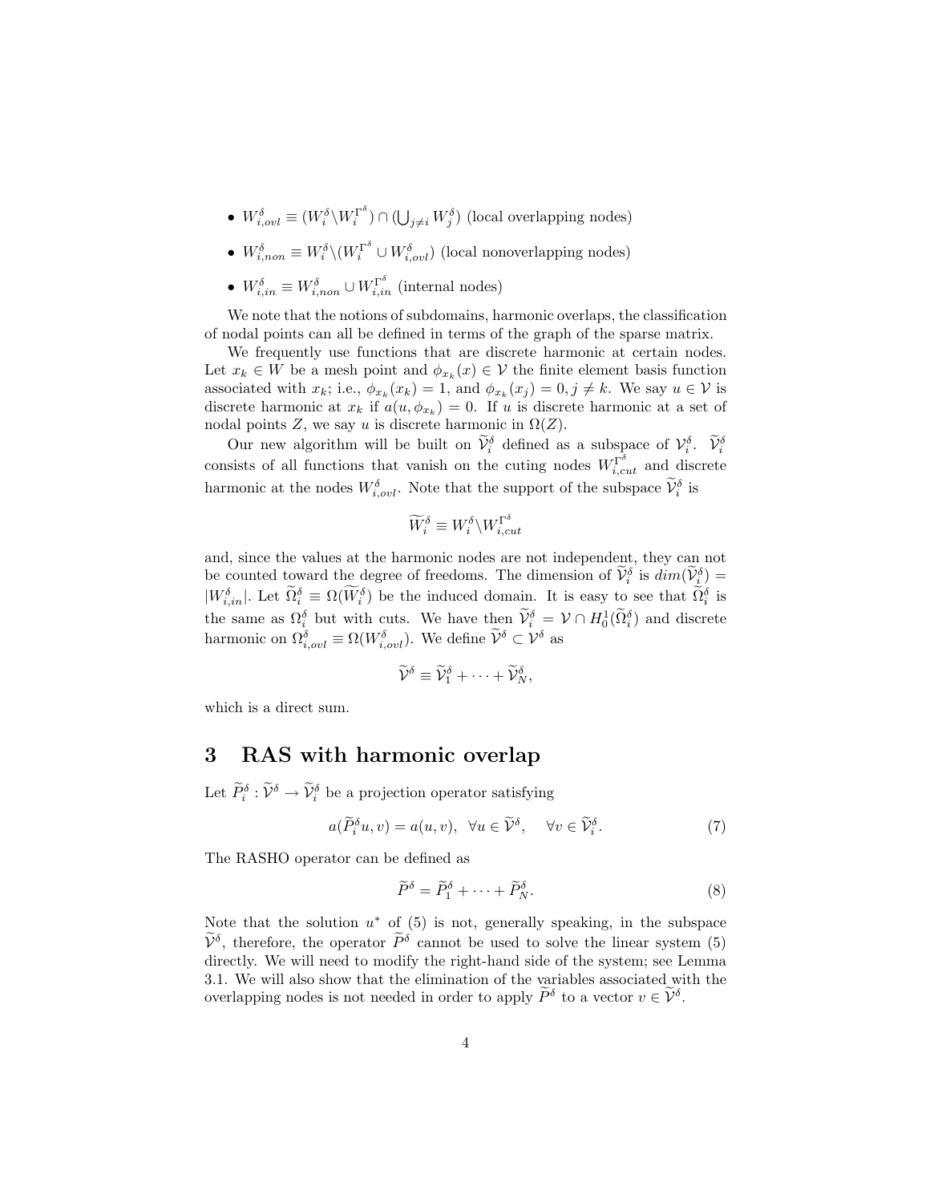- $W_{i,ovl}^{\delta} \equiv (W_i^{\delta} \backslash W_i^{\Gamma^{\delta}}) \cap (\bigcup_{j \neq i} W_j^{\delta})$ (local overlapping nodes)
- $W_{i,non}^{\delta} \equiv W_i^{\delta} \backslash (W_i^{\Gamma^{\delta}} \cup W_{i,ovl}^{\delta})$ (local nonoverlapping nodes)
- $W_{i,in}^{\delta} \equiv W_{i,non}^{\delta} \cup W_{i,in}^{\Gamma^{\delta}}$ (internal nodes)

We note that the notions of subdomains, harmonic overlaps, the classification of nodal points can all be defined in terms of the graph of the sparse matrix.

We frequently use functions that are discrete harmonic at certain nodes. Let $x_k \in W$ be a mesh point and $\phi_{x_k}(x) \in \mathcal{V}$ the finite element basis function associated with $x_k$; i.e., $\phi_{x_k}(x_k) = 1$, and $\phi_{x_k}(x_j) = 0, j \neq k$. We say $u \in \mathcal{V}$ is discrete harmonic at $x_k$ if $a(u, \phi_{x_k}) = 0$. If $u$ is discrete harmonic at a set of nodal points $Z$, we say $u$ is discrete harmonic in $\Omega(Z)$.

Our new algorithm will be built on $\widetilde{\mathcal{V}}_i^{\delta}$ defined as a subspace of $\mathcal{V}_i^{\delta}$. $\widetilde{\mathcal{V}}_i^{\delta}$ consists of all functions that vanish on the cuting nodes $W_{i,cut}^{\Gamma^{\delta}}$ and discrete harmonic at the nodes $W_{i,ovl}^{\delta}$. Note that the support of the subspace $\widetilde{\mathcal{V}}_i^{\delta}$ is

$$\widetilde{W}_i^{\delta} \equiv W_i^{\delta} \backslash W_{i,cut}^{\Gamma^{\delta}}$$

and, since the values at the harmonic nodes are not independent, they can not be counted toward the degree of freedoms. The dimension of $\widetilde{\mathcal{V}}_i^{\delta}$ is $dim(\widetilde{\mathcal{V}}_i^{\delta}) = |W_{i,in}^{\delta}|$. Let $\widetilde{\Omega}_i^{\delta} \equiv \Omega(\widetilde{W}_i^{\delta})$ be the induced domain. It is easy to see that $\widetilde{\Omega}_i^{\delta}$ is the same as $\Omega_i^{\delta}$ but with cuts. We have then $\widetilde{\mathcal{V}}_i^{\delta} = \mathcal{V} \cap H_0^1(\widetilde{\Omega}_i^{\delta})$ and discrete harmonic on $\Omega_{i,ovl}^{\delta} \equiv \Omega(W_{i,ovl}^{\delta})$. We define $\widetilde{\mathcal{V}}^{\delta} \subset \mathcal{V}^{\delta}$ as

$$\widetilde{\mathcal{V}}^{\delta} \equiv \widetilde{\mathcal{V}}_1^{\delta} + \cdots + \widetilde{\mathcal{V}}_N^{\delta},$$

which is a direct sum.

# 3 RAS with harmonic overlap

Let $\widetilde{P}_i^{\delta} : \widetilde{\mathcal{V}}^{\delta} \to \widetilde{\mathcal{V}}_i^{\delta}$ be a projection operator satisfying

$$a(\widetilde{P}_i^{\delta} u, v) = a(u, v), \quad \forall u \in \widetilde{\mathcal{V}}^{\delta}, \quad \forall v \in \widetilde{\mathcal{V}}_i^{\delta}. \tag{7}$$

The RASHO operator can be defined as

$$\widetilde{P}^{\delta} = \widetilde{P}_1^{\delta} + \cdots + \widetilde{P}_N^{\delta}. \tag{8}$$

Note that the solution $u^*$ of (5) is not, generally speaking, in the subspace $\widetilde{\mathcal{V}}^{\delta}$, therefore, the operator $\widetilde{P}^{\delta}$ cannot be used to solve the linear system (5) directly. We will need to modify the right-hand side of the system; see Lemma 3.1. We will also show that the elimination of the variables associated with the overlapping nodes is not needed in order to apply $\widetilde{P}^{\delta}$ to a vector $v \in \widetilde{\mathcal{V}}^{\delta}$.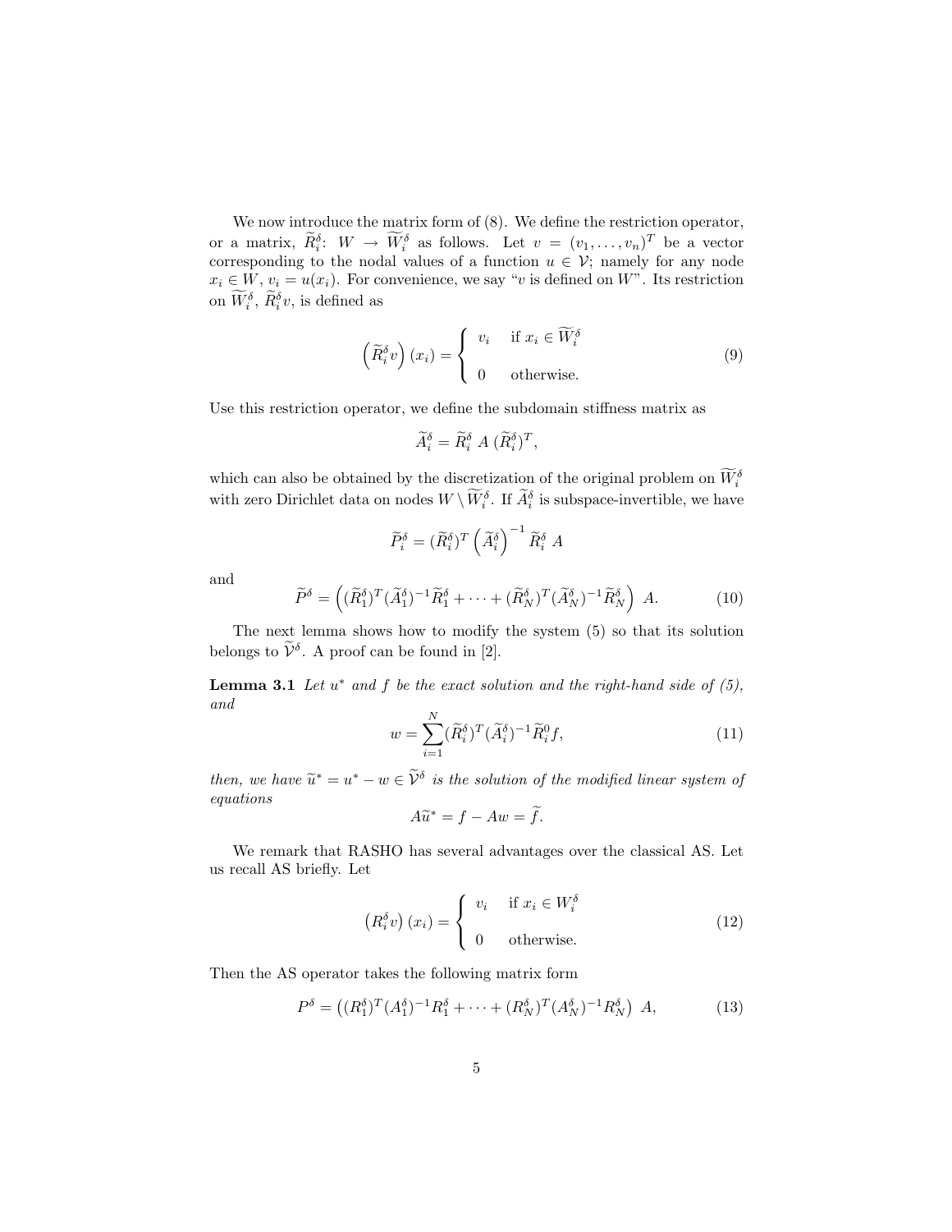We now introduce the matrix form of (8). We define the restriction operator, or a matrix, $\widetilde{R}_i^\delta$: $W \rightarrow \widetilde{W}_i^\delta$ as follows. Let $v = (v_1, \ldots, v_n)^T$ be a vector corresponding to the nodal values of a function $u \in \mathcal{V}$; namely for any node $x_i \in W$, $v_i = u(x_i)$. For convenience, we say "$v$ is defined on $W$". Its restriction on $\widetilde{W}_i^\delta$, $\widetilde{R}_i^\delta v$, is defined as

$$
\left(\widetilde{R}_i^\delta v\right)(x_i) = \begin{cases} v_i & \text{if } x_i \in \widetilde{W}_i^\delta \\ 0 & \text{otherwise.} \end{cases} \tag{9}
$$

Use this restriction operator, we define the subdomain stiffness matrix as

$$
\widetilde{A}_i^\delta = \widetilde{R}_i^\delta \; A \; (\widetilde{R}_i^\delta)^T,
$$

which can also be obtained by the discretization of the original problem on $\widetilde{W}_i^\delta$ with zero Dirichlet data on nodes $W \setminus \widetilde{W}_i^\delta$. If $\widetilde{A}_i^\delta$ is subspace-invertible, we have

$$
\widetilde{P}_i^\delta = (\widetilde{R}_i^\delta)^T \left(\widetilde{A}_i^\delta\right)^{-1} \widetilde{R}_i^\delta \; A
$$

and

$$
\widetilde{P}^\delta = \left((\widetilde{R}_1^\delta)^T (\widetilde{A}_1^\delta)^{-1} \widetilde{R}_1^\delta + \cdots + (\widetilde{R}_N^\delta)^T (\widetilde{A}_N^\delta)^{-1} \widetilde{R}_N^\delta\right) \; A. \tag{10}
$$

The next lemma shows how to modify the system (5) so that its solution belongs to $\widetilde{\mathcal{V}}^\delta$. A proof can be found in [2].

**Lemma 3.1** *Let $u^*$ and $f$ be the exact solution and the right-hand side of (5), and*

$$
w = \sum_{i=1}^{N} (\widetilde{R}_i^\delta)^T (\widetilde{A}_i^\delta)^{-1} \widetilde{R}_i^0 f, \tag{11}
$$

*then, we have $\widetilde{u}^* = u^* - w \in \widetilde{\mathcal{V}}^\delta$ is the solution of the modified linear system of equations*

$$
A \widetilde{u}^* = f - Aw = \widetilde{f}.
$$

We remark that RASHO has several advantages over the classical AS. Let us recall AS briefly. Let

$$
\left(R_i^\delta v\right)(x_i) = \begin{cases} v_i & \text{if } x_i \in W_i^\delta \\ 0 & \text{otherwise.} \end{cases} \tag{12}
$$

Then the AS operator takes the following matrix form

$$
P^\delta = \left((R_1^\delta)^T (A_1^\delta)^{-1} R_1^\delta + \cdots + (R_N^\delta)^T (A_N^\delta)^{-1} R_N^\delta\right) \; A, \tag{13}
$$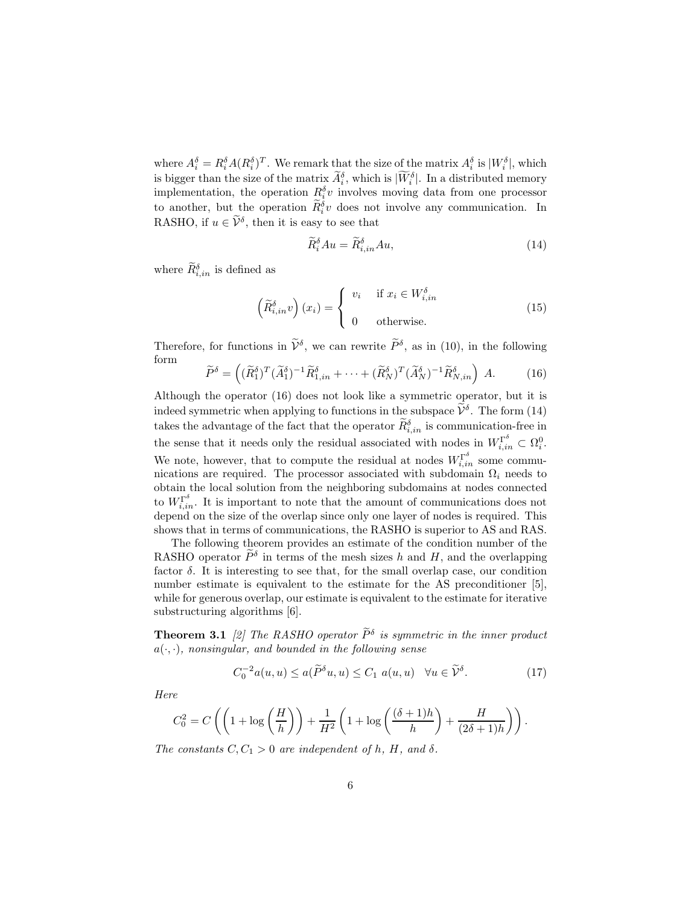where $A_i^\delta = R_i^\delta A (R_i^\delta)^T$. We remark that the size of the matrix $A_i^\delta$ is $|W_i^\delta|$, which is bigger than the size of the matrix $\widetilde{A}_i^\delta$, which is $|\widetilde{W}_i^\delta|$. In a distributed memory implementation, the operation $R_i^\delta v$ involves moving data from one processor to another, but the operation $\widetilde{R}_i^\delta v$ does not involve any communication. In RASHO, if $u \in \widetilde{\mathcal{V}}^\delta$, then it is easy to see that

$$\widetilde{R}_i^\delta A u = \widetilde{R}_{i,in}^\delta A u, \tag{14}$$

where $\widetilde{R}_{i,in}^\delta$ is defined as

$$\left(\widetilde{R}_{i,in}^\delta v\right)(x_i) = \begin{cases} v_i & \text{if } x_i \in W_{i,in}^\delta \\ 0 & \text{otherwise.} \end{cases} \tag{15}$$

Therefore, for functions in $\widetilde{\mathcal{V}}^\delta$, we can rewrite $\widetilde{P}^\delta$, as in (10), in the following form

$$\widetilde{P}^\delta = \left( (\widetilde{R}_1^\delta)^T (\widetilde{A}_1^\delta)^{-1} \widetilde{R}_{1,in}^\delta + \cdots + (\widetilde{R}_N^\delta)^T (\widetilde{A}_N^\delta)^{-1} \widetilde{R}_{N,in}^\delta \right) A. \tag{16}$$

Although the operator (16) does not look like a symmetric operator, but it is indeed symmetric when applying to functions in the subspace $\widetilde{\mathcal{V}}^\delta$. The form (14) takes the advantage of the fact that the operator $\widetilde{R}_{i,in}^\delta$ is communication-free in the sense that it needs only the residual associated with nodes in $W_{i,in}^{\Gamma^\delta} \subset \Omega_i^0$. We note, however, that to compute the residual at nodes $W_{i,in}^{\Gamma^\delta}$ some communications are required. The processor associated with subdomain $\Omega_i$ needs to obtain the local solution from the neighboring subdomains at nodes connected to $W_{i,in}^{\Gamma^\delta}$. It is important to note that the amount of communications does not depend on the size of the overlap since only one layer of nodes is required. This shows that in terms of communications, the RASHO is superior to AS and RAS.

The following theorem provides an estimate of the condition number of the RASHO operator $\widetilde{P}^\delta$ in terms of the mesh sizes $h$ and $H$, and the overlapping factor $\delta$. It is interesting to see that, for the small overlap case, our condition number estimate is equivalent to the estimate for the AS preconditioner [5], while for generous overlap, our estimate is equivalent to the estimate for iterative substructuring algorithms [6].

**Theorem 3.1** *[2] The RASHO operator $\widetilde{P}^\delta$ is symmetric in the inner product $a(\cdot,\cdot)$, nonsingular, and bounded in the following sense*

$$C_0^{-2} a(u,u) \le a(\widetilde{P}^\delta u, u) \le C_1 \; a(u,u) \quad \forall u \in \widetilde{\mathcal{V}}^\delta. \tag{17}$$

*Here*

$$C_0^2 = C \left( \left( 1 + \log\left(\frac{H}{h}\right) \right) + \frac{1}{H^2} \left( 1 + \log\left( \frac{(\delta+1)h}{h} \right) + \frac{H}{(2\delta+1)h} \right) \right).$$

*The constants $C, C_1 > 0$ are independent of $h$, $H$, and $\delta$.*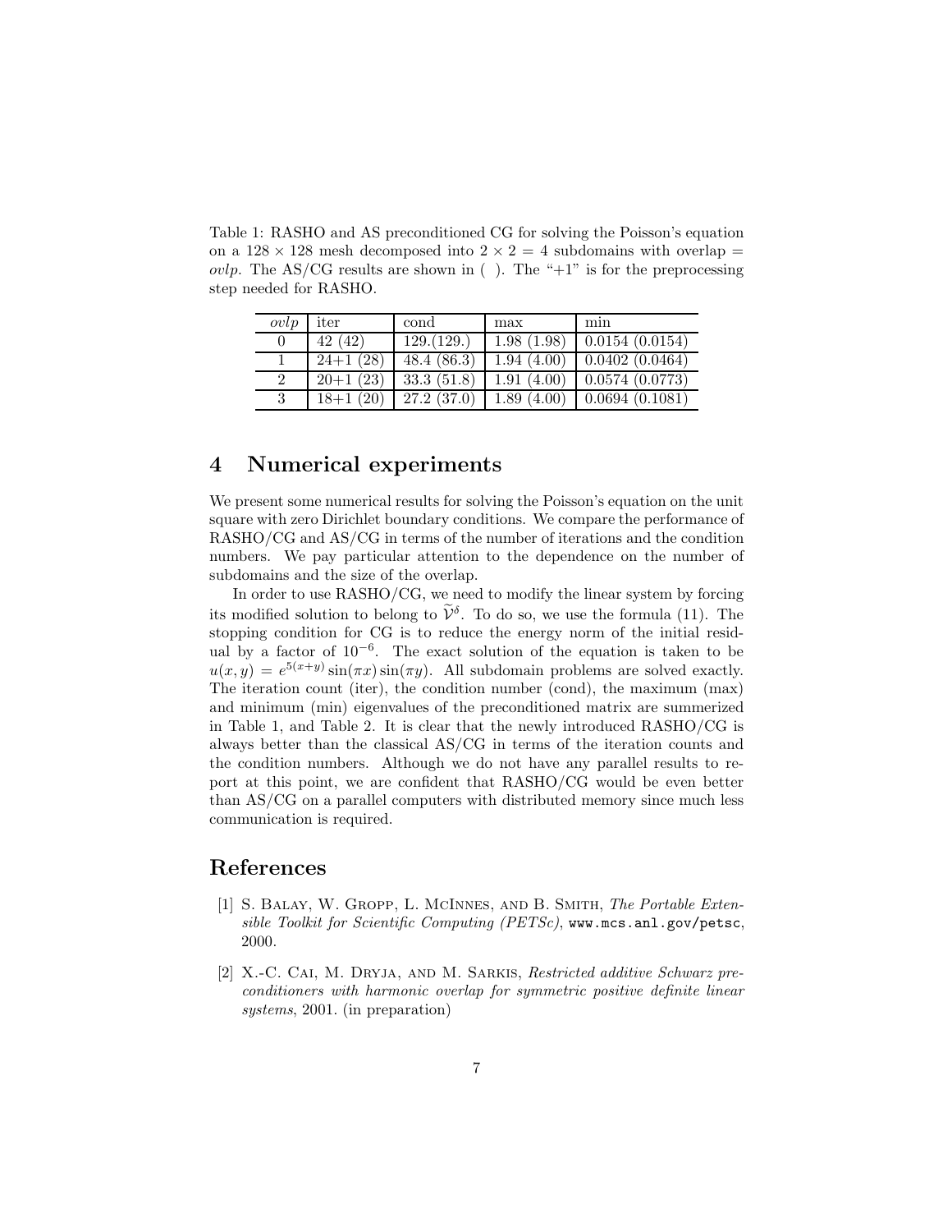Table 1: RASHO and AS preconditioned CG for solving the Poisson's equation on a $128 \times 128$ mesh decomposed into $2 \times 2 = 4$ subdomains with overlap = *ovlp*. The AS/CG results are shown in ( ). The "+1" is for the preprocessing step needed for RASHO.

| *ovlp* | iter | cond | max | min |
|---|---|---|---|---|
| 0 | 42 (42) | 129.(129.) | 1.98 (1.98) | 0.0154 (0.0154) |
| 1 | 24+1 (28) | 48.4 (86.3) | 1.94 (4.00) | 0.0402 (0.0464) |
| 2 | 20+1 (23) | 33.3 (51.8) | 1.91 (4.00) | 0.0574 (0.0773) |
| 3 | 18+1 (20) | 27.2 (37.0) | 1.89 (4.00) | 0.0694 (0.1081) |

## 4 Numerical experiments

We present some numerical results for solving the Poisson's equation on the unit square with zero Dirichlet boundary conditions. We compare the performance of RASHO/CG and AS/CG in terms of the number of iterations and the condition numbers. We pay particular attention to the dependence on the number of subdomains and the size of the overlap.

In order to use RASHO/CG, we need to modify the linear system by forcing its modified solution to belong to $\widetilde{\mathcal{V}}^{\delta}$. To do so, we use the formula (11). The stopping condition for CG is to reduce the energy norm of the initial residual by a factor of $10^{-6}$. The exact solution of the equation is taken to be $u(x,y) = e^{5(x+y)}\sin(\pi x)\sin(\pi y)$. All subdomain problems are solved exactly. The iteration count (iter), the condition number (cond), the maximum (max) and minimum (min) eigenvalues of the preconditioned matrix are summerized in Table 1, and Table 2. It is clear that the newly introduced RASHO/CG is always better than the classical AS/CG in terms of the iteration counts and the condition numbers. Although we do not have any parallel results to report at this point, we are confident that RASHO/CG would be even better than AS/CG on a parallel computers with distributed memory since much less communication is required.

## References

[1] S. Balay, W. Gropp, L. McInnes, and B. Smith, *The Portable Extensible Toolkit for Scientific Computing (PETSc)*, `www.mcs.anl.gov/petsc`, 2000.

[2] X.-C. Cai, M. Dryja, and M. Sarkis, *Restricted additive Schwarz preconditioners with harmonic overlap for symmetric positive definite linear systems*, 2001. (in preparation)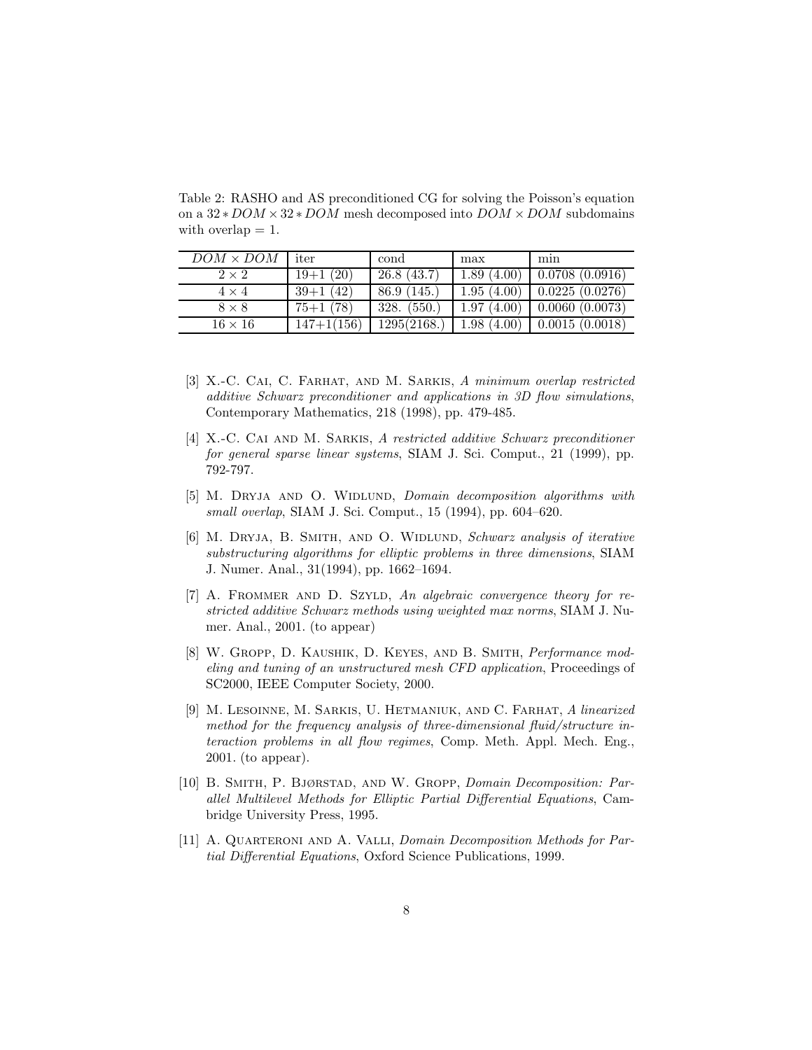Table 2: RASHO and AS preconditioned CG for solving the Poisson's equation on a $32 * DOM \times 32 * DOM$ mesh decomposed into $DOM \times DOM$ subdomains with overlap = 1.

| $DOM \times DOM$ | iter | cond | max | min |
|---|---|---|---|---|
| $2 \times 2$ | 19+1 (20) | 26.8 (43.7) | 1.89 (4.00) | 0.0708 (0.0916) |
| $4 \times 4$ | 39+1 (42) | 86.9 (145.) | 1.95 (4.00) | 0.0225 (0.0276) |
| $8 \times 8$ | 75+1 (78) | 328. (550.) | 1.97 (4.00) | 0.0060 (0.0073) |
| $16 \times 16$ | 147+1(156) | 1295(2168.) | 1.98 (4.00) | 0.0015 (0.0018) |

[3] X.-C. Cai, C. Farhat, and M. Sarkis, *A minimum overlap restricted additive Schwarz preconditioner and applications in 3D flow simulations*, Contemporary Mathematics, 218 (1998), pp. 479-485.

[4] X.-C. Cai and M. Sarkis, *A restricted additive Schwarz preconditioner for general sparse linear systems*, SIAM J. Sci. Comput., 21 (1999), pp. 792-797.

[5] M. Dryja and O. Widlund, *Domain decomposition algorithms with small overlap*, SIAM J. Sci. Comput., 15 (1994), pp. 604–620.

[6] M. Dryja, B. Smith, and O. Widlund, *Schwarz analysis of iterative substructuring algorithms for elliptic problems in three dimensions*, SIAM J. Numer. Anal., 31(1994), pp. 1662–1694.

[7] A. Frommer and D. Szyld, *An algebraic convergence theory for restricted additive Schwarz methods using weighted max norms*, SIAM J. Numer. Anal., 2001. (to appear)

[8] W. Gropp, D. Kaushik, D. Keyes, and B. Smith, *Performance modeling and tuning of an unstructured mesh CFD application*, Proceedings of SC2000, IEEE Computer Society, 2000.

[9] M. Lesoinne, M. Sarkis, U. Hetmaniuk, and C. Farhat, *A linearized method for the frequency analysis of three-dimensional fluid/structure interaction problems in all flow regimes*, Comp. Meth. Appl. Mech. Eng., 2001. (to appear).

[10] B. Smith, P. Bjørstad, and W. Gropp, *Domain Decomposition: Parallel Multilevel Methods for Elliptic Partial Differential Equations*, Cambridge University Press, 1995.

[11] A. Quarteroni and A. Valli, *Domain Decomposition Methods for Partial Differential Equations*, Oxford Science Publications, 1999.